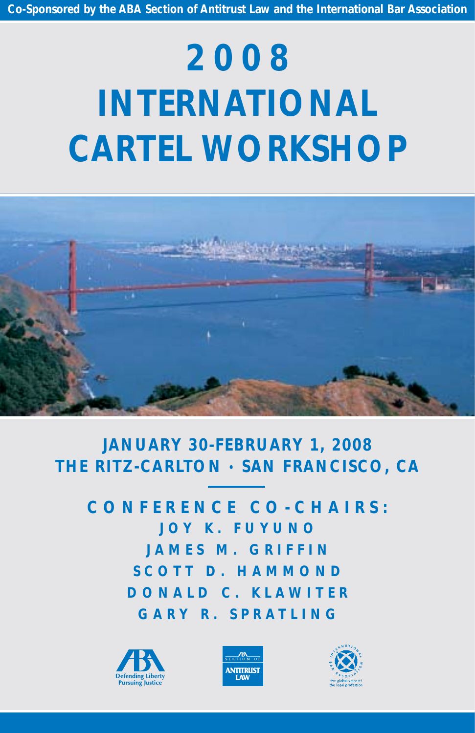**Co-Sponsored by the ABA Section of Antitrust Law and the International Bar Association**

# 2008 INTERNATIONAL CARTEL WORKSHOP

## JANUARY 30-FEBRUARY 1, 2008
## THE RITZ-CARLTON • SAN FRANCISCO, CA

### CONFERENCE CO-CHAIRS:

**JOY K. FUYUNO**

**JAMES M. GRIFFIN**

**SCOTT D. HAMMOND**

**DONALD C. KLAWITER**

**GARY R. SPRATLING**

Defending Liberty
Pursuing Justice

SECTION OF ANTITRUST LAW

the global voice of the legal profession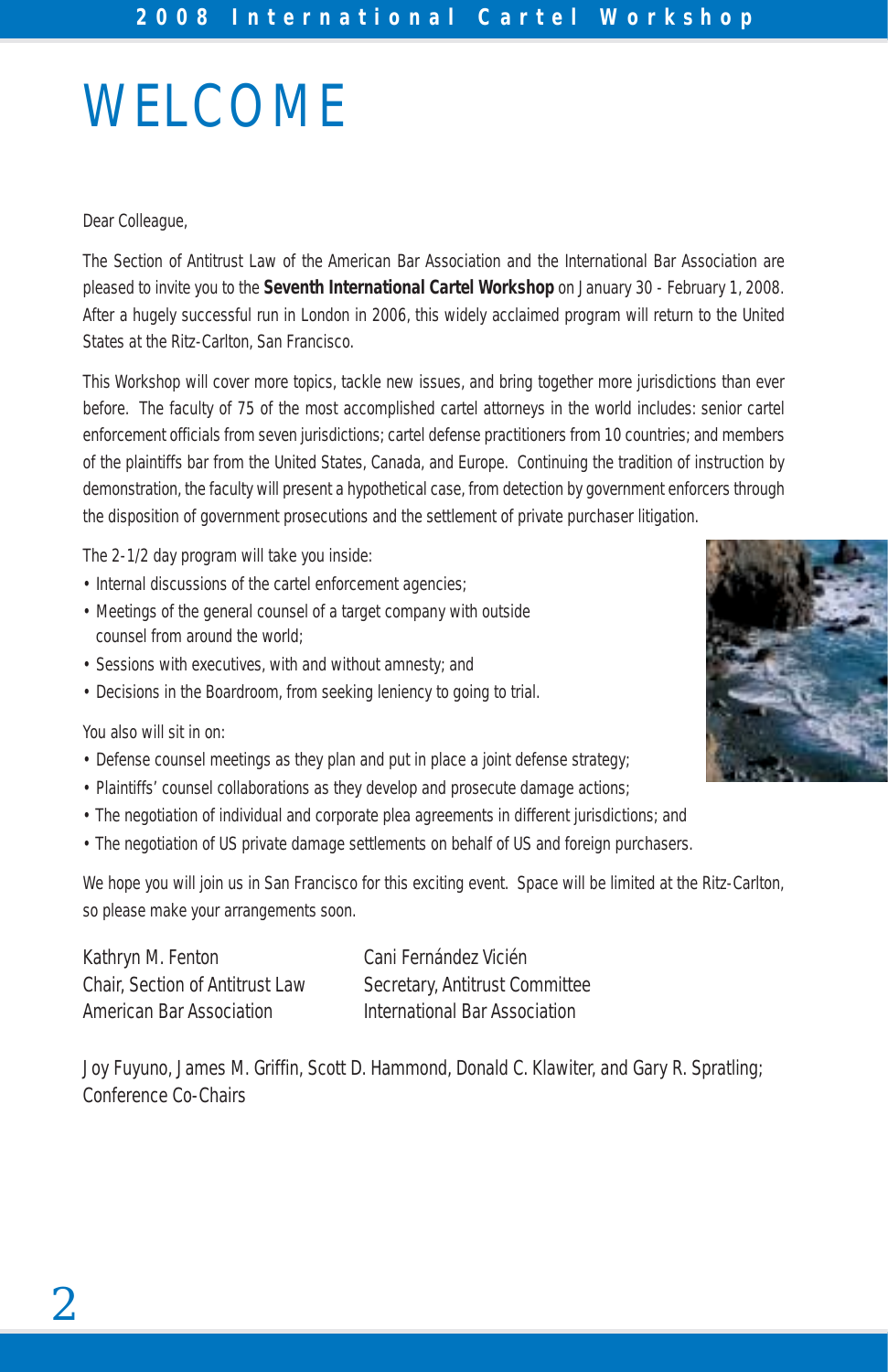# WELCOME

Dear Colleague,

The Section of Antitrust Law of the American Bar Association and the International Bar Association are pleased to invite you to the **Seventh International Cartel Workshop** on January 30 - February 1, 2008. After a hugely successful run in London in 2006, this widely acclaimed program will return to the United States at the Ritz-Carlton, San Francisco.

This Workshop will cover more topics, tackle new issues, and bring together more jurisdictions than ever before. The faculty of 75 of the most accomplished cartel attorneys in the world includes: senior cartel enforcement officials from seven jurisdictions; cartel defense practitioners from 10 countries; and members of the plaintiffs bar from the United States, Canada, and Europe. Continuing the tradition of instruction by demonstration, the faculty will present a hypothetical case, from detection by government enforcers through the disposition of government prosecutions and the settlement of private purchaser litigation.

The 2-1/2 day program will take you inside:

- Internal discussions of the cartel enforcement agencies;
- Meetings of the general counsel of a target company with outside counsel from around the world;
- Sessions with executives, with and without amnesty; and
- Decisions in the Boardroom, from seeking leniency to going to trial.

You also will sit in on:

- Defense counsel meetings as they plan and put in place a joint defense strategy;
- Plaintiffs' counsel collaborations as they develop and prosecute damage actions;
- The negotiation of individual and corporate plea agreements in different jurisdictions; and
- The negotiation of US private damage settlements on behalf of US and foreign purchasers.

We hope you will join us in San Francisco for this exciting event. Space will be limited at the Ritz-Carlton, so please make your arrangements soon.

Kathryn M. Fenton
Chair, Section of Antitrust Law
American Bar Association

Cani Fernández Vicién
Secretary, Antitrust Committee
International Bar Association

Joy Fuyuno, James M. Griffin, Scott D. Hammond, Donald C. Klawiter, and Gary R. Spratling;
Conference Co-Chairs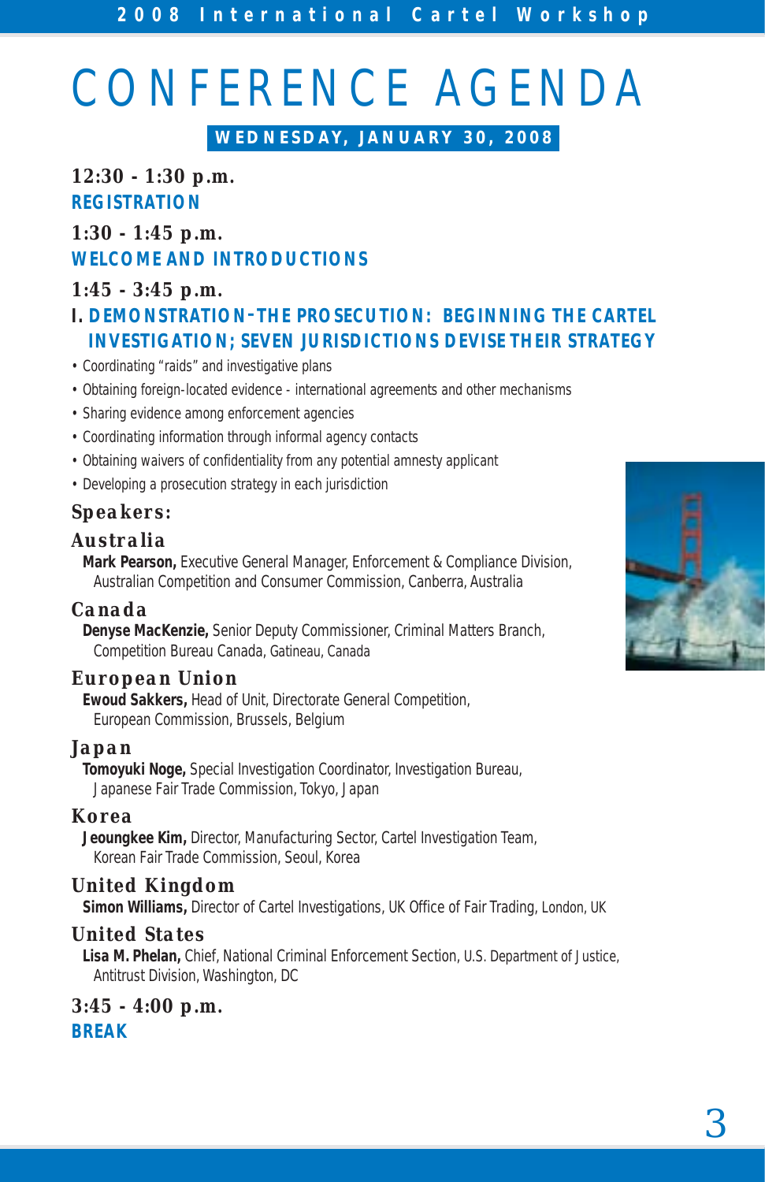# CONFERENCE AGENDA

## WEDNESDAY, JANUARY 30, 2008

**12:30 - 1:30 p.m.**
**REGISTRATION**

**1:30 - 1:45 p.m.**
**WELCOME AND INTRODUCTIONS**

**1:45 - 3:45 p.m.**
**I. DEMONSTRATION–THE PROSECUTION: BEGINNING THE CARTEL INVESTIGATION; SEVEN JURISDICTIONS DEVISE THEIR STRATEGY**

- Coordinating "raids" and investigative plans
- Obtaining foreign-located evidence - international agreements and other mechanisms
- Sharing evidence among enforcement agencies
- Coordinating information through informal agency contacts
- Obtaining waivers of confidentiality from any potential amnesty applicant
- Developing a prosecution strategy in each jurisdiction

### Speakers:

#### Australia

**Mark Pearson,** Executive General Manager, Enforcement & Compliance Division, Australian Competition and Consumer Commission, Canberra, Australia

#### Canada

**Denyse MacKenzie,** Senior Deputy Commissioner, Criminal Matters Branch, Competition Bureau Canada, Gatineau, Canada

#### European Union

**Ewoud Sakkers,** Head of Unit, Directorate General Competition, European Commission, Brussels, Belgium

#### Japan

**Tomoyuki Noge,** Special Investigation Coordinator, Investigation Bureau, Japanese Fair Trade Commission, Tokyo, Japan

#### Korea

**Jeoungkee Kim,** Director, Manufacturing Sector, Cartel Investigation Team, Korean Fair Trade Commission, Seoul, Korea

#### United Kingdom

**Simon Williams,** Director of Cartel Investigations, UK Office of Fair Trading, London, UK

#### United States

**Lisa M. Phelan,** Chief, National Criminal Enforcement Section, U.S. Department of Justice, Antitrust Division, Washington, DC

**3:45 - 4:00 p.m.**
**BREAK**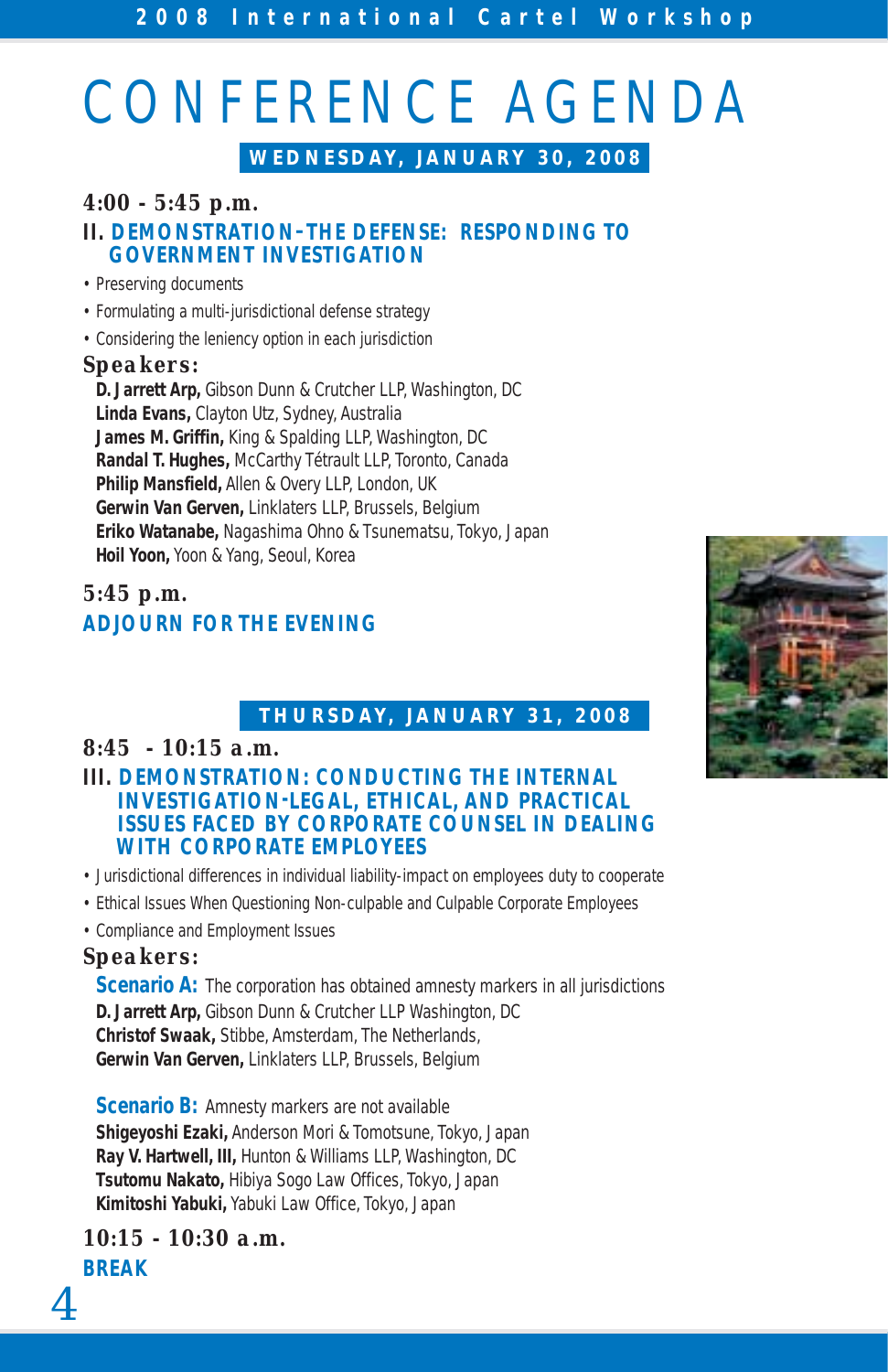# CONFERENCE AGENDA

## WEDNESDAY, JANUARY 30, 2008

**4:00 - 5:45 p.m.**

### II. DEMONSTRATION–THE DEFENSE: RESPONDING TO GOVERNMENT INVESTIGATION

- Preserving documents
- Formulating a multi-jurisdictional defense strategy
- Considering the leniency option in each jurisdiction

**Speakers:**

**D. Jarrett Arp,** Gibson Dunn & Crutcher LLP, Washington, DC
**Linda Evans,** Clayton Utz, Sydney, Australia
**James M. Griffin,** King & Spalding LLP, Washington, DC
**Randal T. Hughes,** McCarthy Tétrault LLP, Toronto, Canada
**Philip Mansfield,** Allen & Overy LLP, London, UK
**Gerwin Van Gerven,** Linklaters LLP, Brussels, Belgium
**Eriko Watanabe,** Nagashima Ohno & Tsunematsu, Tokyo, Japan
**Hoil Yoon,** Yoon & Yang, Seoul, Korea

**5:45 p.m.**

### ADJOURN FOR THE EVENING

## THURSDAY, JANUARY 31, 2008

**8:45 - 10:15 a.m.**

### III. DEMONSTRATION: CONDUCTING THE INTERNAL INVESTIGATION–LEGAL, ETHICAL, AND PRACTICAL ISSUES FACED BY CORPORATE COUNSEL IN DEALING WITH CORPORATE EMPLOYEES

- Jurisdictional differences in individual liability-impact on employees duty to cooperate
- Ethical Issues When Questioning Non-culpable and Culpable Corporate Employees
- Compliance and Employment Issues

**Speakers:**

**Scenario A:** The corporation has obtained amnesty markers in all jurisdictions
**D. Jarrett Arp,** Gibson Dunn & Crutcher LLP Washington, DC
**Christof Swaak,** Stibbe, Amsterdam, The Netherlands,
**Gerwin Van Gerven,** Linklaters LLP, Brussels, Belgium

**Scenario B:** Amnesty markers are not available
**Shigeyoshi Ezaki,** Anderson Mori & Tomotsune, Tokyo, Japan
**Ray V. Hartwell, III,** Hunton & Williams LLP, Washington, DC
**Tsutomu Nakato,** Hibiya Sogo Law Offices, Tokyo, Japan
**Kimitoshi Yabuki,** Yabuki Law Office, Tokyo, Japan

**10:15 - 10:30 a.m.**

### BREAK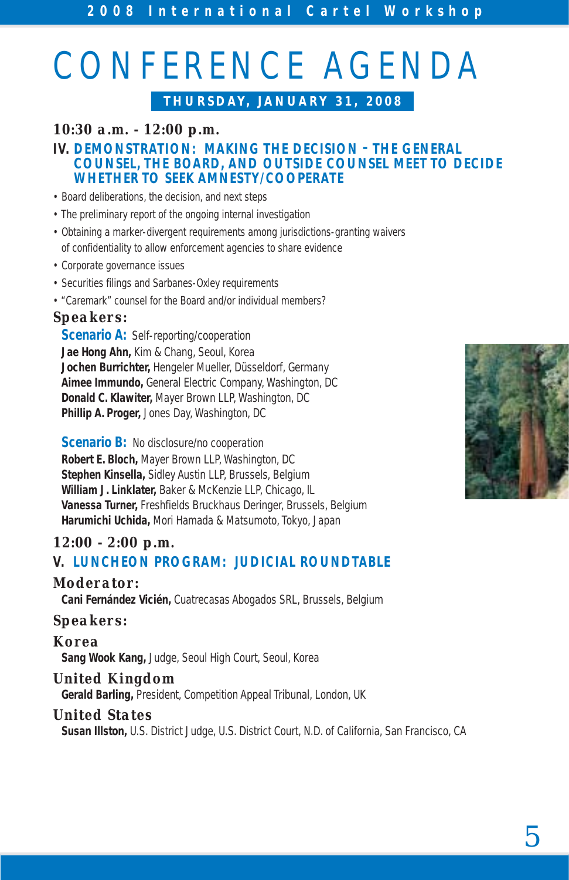# CONFERENCE AGENDA

## THURSDAY, JANUARY 31, 2008

### 10:30 a.m. - 12:00 p.m.

### IV. DEMONSTRATION: MAKING THE DECISION – THE GENERAL COUNSEL, THE BOARD, AND OUTSIDE COUNSEL MEET TO DECIDE WHETHER TO SEEK AMNESTY/COOPERATE

- Board deliberations, the decision, and next steps
- The preliminary report of the ongoing internal investigation
- Obtaining a marker-divergent requirements among jurisdictions-granting waivers of confidentiality to allow enforcement agencies to share evidence
- Corporate governance issues
- Securities filings and Sarbanes-Oxley requirements
- "Caremark" counsel for the Board and/or individual members?

**Speakers:**

**Scenario A:** Self-reporting/cooperation

**Jae Hong Ahn,** Kim & Chang, Seoul, Korea
**Jochen Burrichter,** Hengeler Mueller, Düsseldorf, Germany
**Aimee Immundo,** General Electric Company, Washington, DC
**Donald C. Klawiter,** Mayer Brown LLP, Washington, DC
**Phillip A. Proger,** Jones Day, Washington, DC

**Scenario B:** No disclosure/no cooperation

**Robert E. Bloch,** Mayer Brown LLP, Washington, DC
**Stephen Kinsella,** Sidley Austin LLP, Brussels, Belgium
**William J. Linklater,** Baker & McKenzie LLP, Chicago, IL
**Vanessa Turner,** Freshfields Bruckhaus Deringer, Brussels, Belgium
**Harumichi Uchida,** Mori Hamada & Matsumoto, Tokyo, Japan

### 12:00 - 2:00 p.m.

### V. LUNCHEON PROGRAM: JUDICIAL ROUNDTABLE

**Moderator:**

**Cani Fernández Vicién,** Cuatrecasas Abogados SRL, Brussels, Belgium

**Speakers:**

**Korea**

**Sang Wook Kang,** Judge, Seoul High Court, Seoul, Korea

**United Kingdom**

**Gerald Barling,** President, Competition Appeal Tribunal, London, UK

**United States**

**Susan Illston,** U.S. District Judge, U.S. District Court, N.D. of California, San Francisco, CA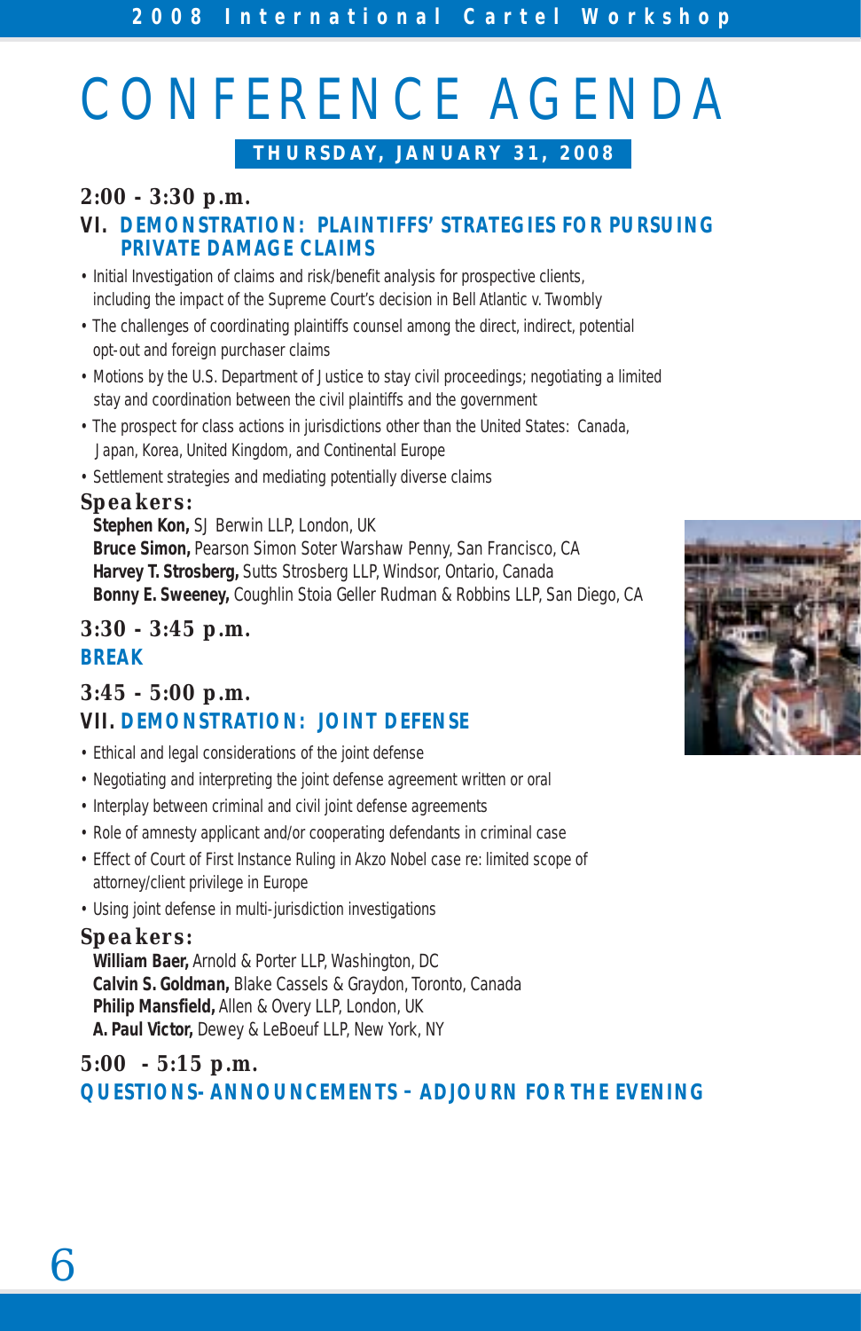# CONFERENCE AGENDA

## THURSDAY, JANUARY 31, 2008

### 2:00 - 3:30 p.m.

### VI. DEMONSTRATION: PLAINTIFFS' STRATEGIES FOR PURSUING PRIVATE DAMAGE CLAIMS

- Initial Investigation of claims and risk/benefit analysis for prospective clients, including the impact of the Supreme Court's decision in Bell Atlantic v. Twombly
- The challenges of coordinating plaintiffs counsel among the direct, indirect, potential opt-out and foreign purchaser claims
- Motions by the U.S. Department of Justice to stay civil proceedings; negotiating a limited stay and coordination between the civil plaintiffs and the government
- The prospect for class actions in jurisdictions other than the United States: Canada, Japan, Korea, United Kingdom, and Continental Europe
- Settlement strategies and mediating potentially diverse claims

**Speakers:**

**Stephen Kon,** SJ Berwin LLP, London, UK
**Bruce Simon,** Pearson Simon Soter Warshaw Penny, San Francisco, CA
**Harvey T. Strosberg,** Sutts Strosberg LLP, Windsor, Ontario, Canada
**Bonny E. Sweeney,** Coughlin Stoia Geller Rudman & Robbins LLP, San Diego, CA

### 3:30 - 3:45 p.m.

### BREAK

### 3:45 - 5:00 p.m.

### VII. DEMONSTRATION: JOINT DEFENSE

- Ethical and legal considerations of the joint defense
- Negotiating and interpreting the joint defense agreement written or oral
- Interplay between criminal and civil joint defense agreements
- Role of amnesty applicant and/or cooperating defendants in criminal case
- Effect of Court of First Instance Ruling in Akzo Nobel case re: limited scope of attorney/client privilege in Europe
- Using joint defense in multi-jurisdiction investigations

**Speakers:**

**William Baer,** Arnold & Porter LLP, Washington, DC
**Calvin S. Goldman,** Blake Cassels & Graydon, Toronto, Canada
**Philip Mansfield,** Allen & Overy LLP, London, UK
**A. Paul Victor,** Dewey & LeBoeuf LLP, New York, NY

### 5:00 - 5:15 p.m.

### QUESTIONS-ANNOUNCEMENTS – ADJOURN FOR THE EVENING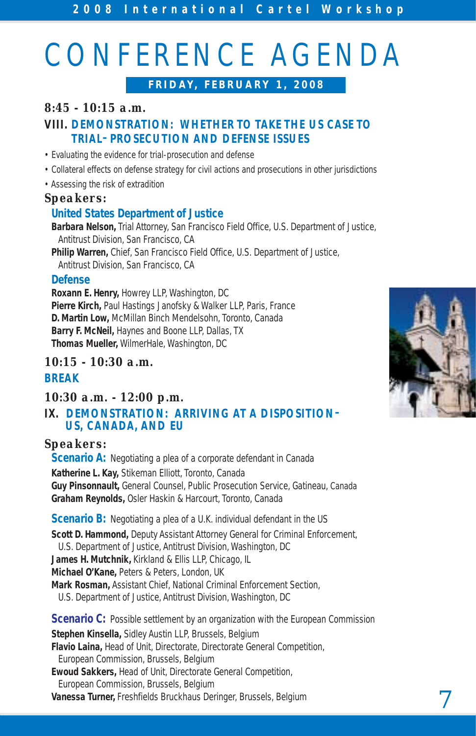# CONFERENCE AGENDA

**FRIDAY, FEBRUARY 1, 2008**

### 8:45 - 10:15 a.m.

## VIII. DEMONSTRATION: WHETHER TO TAKE THE US CASE TO TRIAL–PROSECUTION AND DEFENSE ISSUES

- Evaluating the evidence for trial-prosecution and defense
- Collateral effects on defense strategy for civil actions and prosecutions in other jurisdictions
- Assessing the risk of extradition

**Speakers:**

**United States Department of Justice**

**Barbara Nelson,** Trial Attorney, San Francisco Field Office, U.S. Department of Justice, Antitrust Division, San Francisco, CA

**Philip Warren,** Chief, San Francisco Field Office, U.S. Department of Justice, Antitrust Division, San Francisco, CA

**Defense**

**Roxann E. Henry,** Howrey LLP, Washington, DC
**Pierre Kirch,** Paul Hastings Janofsky & Walker LLP, Paris, France
**D. Martin Low,** McMillan Binch Mendelsohn, Toronto, Canada
**Barry F. McNeil,** Haynes and Boone LLP, Dallas, TX
**Thomas Mueller,** WilmerHale, Washington, DC

### 10:15 - 10:30 a.m.

## BREAK

### 10:30 a.m. - 12:00 p.m.

## IX. DEMONSTRATION: ARRIVING AT A DISPOSITION–US, CANADA, AND EU

**Speakers:**

**Scenario A:** Negotiating a plea of a corporate defendant in Canada

**Katherine L. Kay,** Stikeman Elliott, Toronto, Canada
**Guy Pinsonnault,** General Counsel, Public Prosecution Service, Gatineau, Canada
**Graham Reynolds,** Osler Haskin & Harcourt, Toronto, Canada

**Scenario B:** Negotiating a plea of a U.K. individual defendant in the US

**Scott D. Hammond,** Deputy Assistant Attorney General for Criminal Enforcement, U.S. Department of Justice, Antitrust Division, Washington, DC
**James H. Mutchnik,** Kirkland & Ellis LLP, Chicago, IL
**Michael O'Kane,** Peters & Peters, London, UK
**Mark Rosman,** Assistant Chief, National Criminal Enforcement Section, U.S. Department of Justice, Antitrust Division, Washington, DC

**Scenario C:** Possible settlement by an organization with the European Commission

**Stephen Kinsella,** Sidley Austin LLP, Brussels, Belgium
**Flavio Laina,** Head of Unit, Directorate, Directorate General Competition, European Commission, Brussels, Belgium
**Ewoud Sakkers,** Head of Unit, Directorate General Competition, European Commission, Brussels, Belgium
**Vanessa Turner,** Freshfields Bruckhaus Deringer, Brussels, Belgium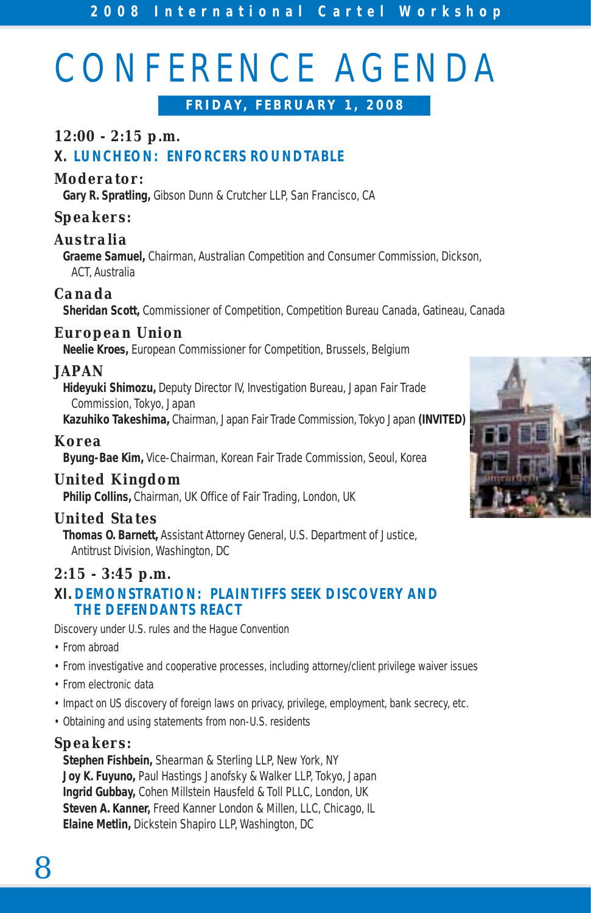# CONFERENCE AGENDA

**FRIDAY, FEBRUARY 1, 2008**

## 12:00 - 2:15 p.m.

### X. LUNCHEON: ENFORCERS ROUNDTABLE

**Moderator:**

**Gary R. Spratling,** Gibson Dunn & Crutcher LLP, San Francisco, CA

**Speakers:**

**Australia**

**Graeme Samuel,** Chairman, Australian Competition and Consumer Commission, Dickson, ACT, Australia

**Canada**

**Sheridan Scott,** Commissioner of Competition, Competition Bureau Canada, Gatineau, Canada

**European Union**

**Neelie Kroes,** European Commissioner for Competition, Brussels, Belgium

**JAPAN**

**Hideyuki Shimozu,** Deputy Director IV, Investigation Bureau, Japan Fair Trade Commission, Tokyo, Japan

**Kazuhiko Takeshima,** Chairman, Japan Fair Trade Commission, Tokyo Japan **(INVITED)**

**Korea**

**Byung-Bae Kim,** Vice-Chairman, Korean Fair Trade Commission, Seoul, Korea

**United Kingdom**

**Philip Collins,** Chairman, UK Office of Fair Trading, London, UK

**United States**

**Thomas O. Barnett,** Assistant Attorney General, U.S. Department of Justice, Antitrust Division, Washington, DC

## 2:15 - 3:45 p.m.

### XI. DEMONSTRATION: PLAINTIFFS SEEK DISCOVERY AND THE DEFENDANTS REACT

Discovery under U.S. rules and the Hague Convention

- From abroad
- From investigative and cooperative processes, including attorney/client privilege waiver issues
- From electronic data
- Impact on US discovery of foreign laws on privacy, privilege, employment, bank secrecy, etc.
- Obtaining and using statements from non-U.S. residents

**Speakers:**

**Stephen Fishbein,** Shearman & Sterling LLP, New York, NY
**Joy K. Fuyuno,** Paul Hastings Janofsky & Walker LLP, Tokyo, Japan
**Ingrid Gubbay,** Cohen Millstein Hausfeld & Toll PLLC, London, UK
**Steven A. Kanner,** Freed Kanner London & Millen, LLC, Chicago, IL
**Elaine Metlin,** Dickstein Shapiro LLP, Washington, DC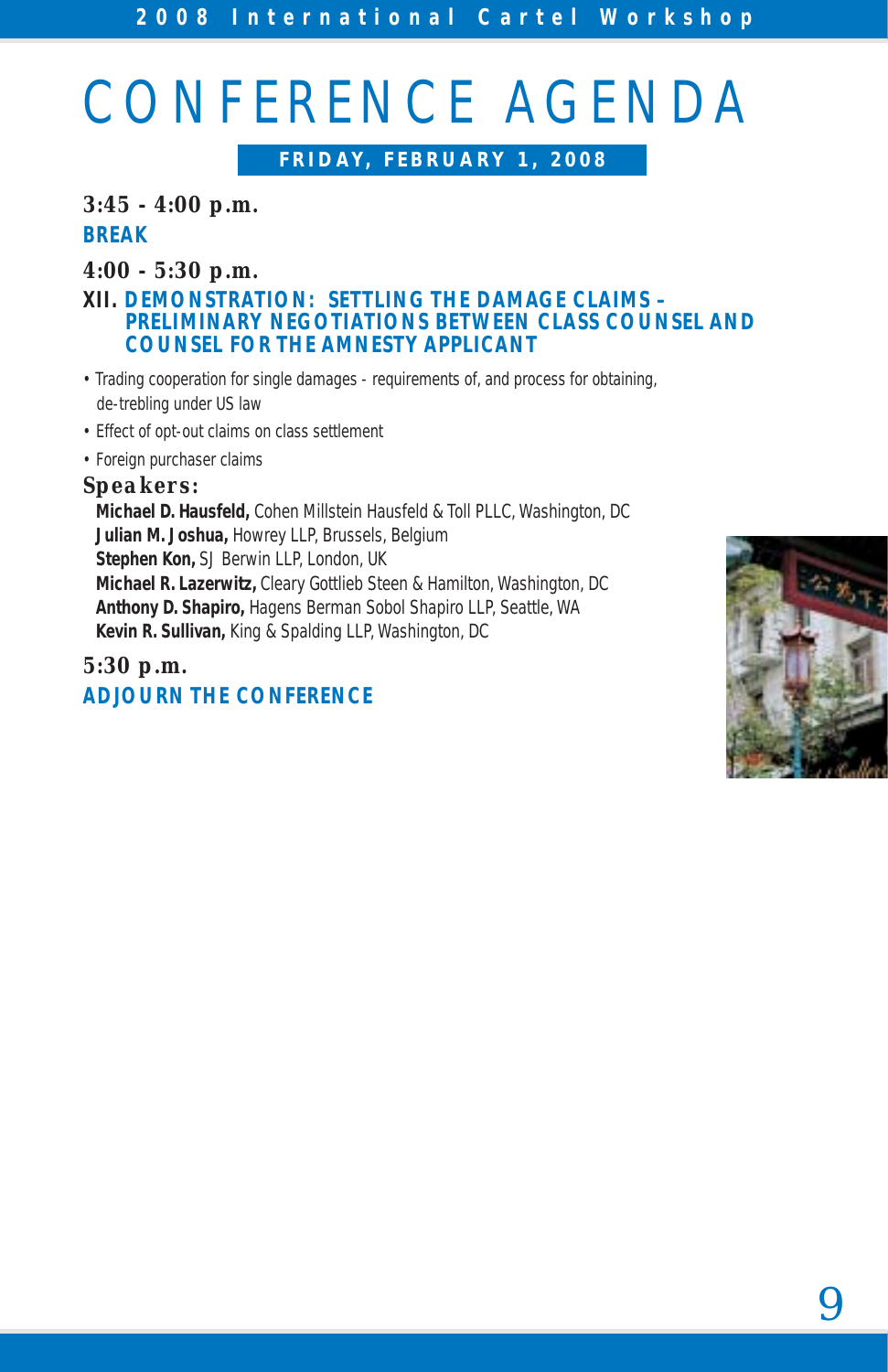# CONFERENCE AGENDA

## FRIDAY, FEBRUARY 1, 2008

**3:45 - 4:00 p.m.**

**BREAK**

**4:00 - 5:30 p.m.**

### XII. DEMONSTRATION: SETTLING THE DAMAGE CLAIMS – PRELIMINARY NEGOTIATIONS BETWEEN CLASS COUNSEL AND COUNSEL FOR THE AMNESTY APPLICANT

- Trading cooperation for single damages - requirements of, and process for obtaining, de-trebling under US law
- Effect of opt-out claims on class settlement
- Foreign purchaser claims

**Speakers:**

**Michael D. Hausfeld,** Cohen Millstein Hausfeld & Toll PLLC, Washington, DC
**Julian M. Joshua,** Howrey LLP, Brussels, Belgium
**Stephen Kon,** SJ Berwin LLP, London, UK
**Michael R. Lazerwitz,** Cleary Gottlieb Steen & Hamilton, Washington, DC
**Anthony D. Shapiro,** Hagens Berman Sobol Shapiro LLP, Seattle, WA
**Kevin R. Sullivan,** King & Spalding LLP, Washington, DC

**5:30 p.m.**

**ADJOURN THE CONFERENCE**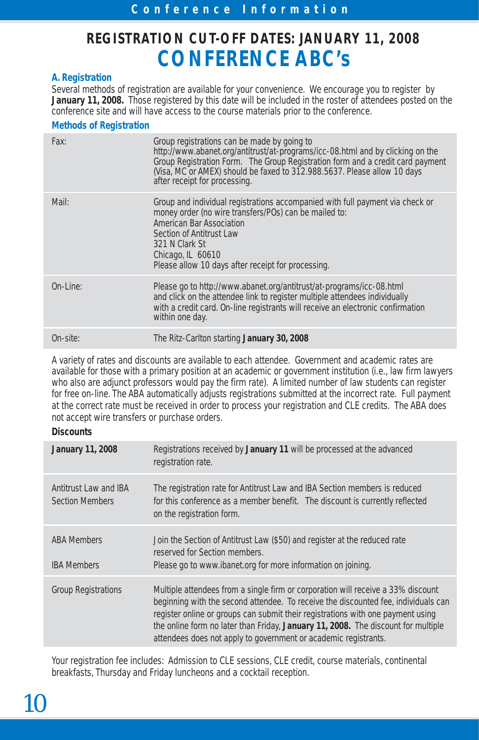## REGISTRATION CUT-OFF DATES: JANUARY 11, 2008

# CONFERENCE ABC's

### A. Registration

Several methods of registration are available for your convenience. We encourage you to register by **January 11, 2008.** Those registered by this date will be included in the roster of attendees posted on the conference site and will have access to the course materials prior to the conference.

### Methods of Registration

| | |
|---|---|
| Fax: | Group registrations can be made by going to http://www.abanet.org/antitrust/at-programs/icc-08.html and by clicking on the Group Registration Form. The Group Registration form and a credit card payment (Visa, MC or AMEX) should be faxed to 312.988.5637. Please allow 10 days after receipt for processing. |
| Mail: | Group and individual registrations accompanied with full payment via check or money order (no wire transfers/POs) can be mailed to: American Bar Association, Section of Antitrust Law, 321 N Clark St, Chicago, IL 60610. Please allow 10 days after receipt for processing. |
| On-Line: | Please go to http://www.abanet.org/antitrust/at-programs/icc-08.html and click on the attendee link to register multiple attendees individually with a credit card. On-line registrants will receive an electronic confirmation within one day. |
| On-site: | The Ritz-Carlton starting **January 30, 2008** |

A variety of rates and discounts are available to each attendee. Government and academic rates are available for those with a primary position at an academic or government institution (i.e., law firm lawyers who also are adjunct professors would pay the firm rate). A limited number of law students can register for free on-line. The ABA automatically adjusts registrations submitted at the incorrect rate. Full payment at the correct rate must be received in order to process your registration and CLE credits. The ABA does not accept wire transfers or purchase orders.

**Discounts**

| | |
|---|---|
| **January 11, 2008** | Registrations received by **January 11** will be processed at the advanced registration rate. |
| Antitrust Law and IBA Section Members | The registration rate for Antitrust Law and IBA Section members is reduced for this conference as a member benefit. The discount is currently reflected on the registration form. |
| ABA Members | Join the Section of Antitrust Law ($50) and register at the reduced rate reserved for Section members. |
| IBA Members | Please go to www.ibanet.org for more information on joining. |
| Group Registrations | Multiple attendees from a single firm or corporation will receive a 33% discount beginning with the second attendee. To receive the discounted fee, individuals can register online or groups can submit their registrations with one payment using the online form no later than Friday, **January 11, 2008.** The discount for multiple attendees does not apply to government or academic registrants. |

Your registration fee includes: Admission to CLE sessions, CLE credit, course materials, continental breakfasts, Thursday and Friday luncheons and a cocktail reception.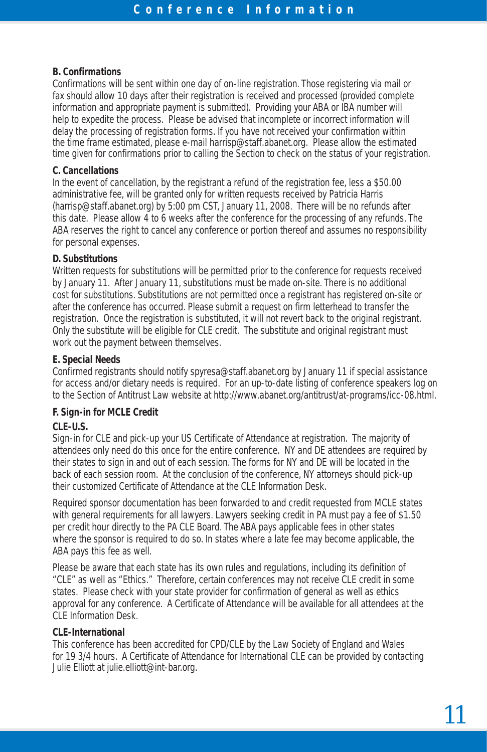### B. Confirmations

Confirmations will be sent within one day of on-line registration. Those registering via mail or fax should allow 10 days after their registration is received and processed (provided complete information and appropriate payment is submitted). Providing your ABA or IBA number will help to expedite the process. Please be advised that incomplete or incorrect information will delay the processing of registration forms. If you have not received your confirmation within the time frame estimated, please e-mail harrisp@staff.abanet.org. Please allow the estimated time given for confirmations prior to calling the Section to check on the status of your registration.

### C. Cancellations

In the event of cancellation, by the registrant a refund of the registration fee, less a $50.00 administrative fee, will be granted only for written requests received by Patricia Harris (harrisp@staff.abanet.org) by 5:00 pm CST, January 11, 2008. There will be no refunds after this date. Please allow 4 to 6 weeks after the conference for the processing of any refunds. The ABA reserves the right to cancel any conference or portion thereof and assumes no responsibility for personal expenses.

### D. Substitutions

Written requests for substitutions will be permitted prior to the conference for requests received by January 11. After January 11, substitutions must be made on-site. There is no additional cost for substitutions. Substitutions are not permitted once a registrant has registered on-site or after the conference has occurred. Please submit a request on firm letterhead to transfer the registration. Once the registration is substituted, it will not revert back to the original registrant. Only the substitute will be eligible for CLE credit. The substitute and original registrant must work out the payment between themselves.

### E. Special Needs

Confirmed registrants should notify spyresa@staff.abanet.org by January 11 if special assistance for access and/or dietary needs is required. For an up-to-date listing of conference speakers log on to the Section of Antitrust Law website at http://www.abanet.org/antitrust/at-programs/icc-08.html.

### F. Sign-in for MCLE Credit

**CLE-U.S.**

Sign-in for CLE and pick-up your US Certificate of Attendance at registration. The majority of attendees only need do this once for the entire conference. NY and DE attendees are required by their states to sign in and out of each session. The forms for NY and DE will be located in the back of each session room. At the conclusion of the conference, NY attorneys should pick-up their customized Certificate of Attendance at the CLE Information Desk.

Required sponsor documentation has been forwarded to and credit requested from MCLE states with general requirements for all lawyers. Lawyers seeking credit in PA must pay a fee of $1.50 per credit hour directly to the PA CLE Board. The ABA pays applicable fees in other states where the sponsor is required to do so. In states where a late fee may become applicable, the ABA pays this fee as well.

Please be aware that each state has its own rules and regulations, including its definition of "CLE" as well as "Ethics." Therefore, certain conferences may not receive CLE credit in some states. Please check with your state provider for confirmation of general as well as ethics approval for any conference. A Certificate of Attendance will be available for all attendees at the CLE Information Desk.

**CLE-International**

This conference has been accredited for CPD/CLE by the Law Society of England and Wales for 19 3/4 hours. A Certificate of Attendance for International CLE can be provided by contacting Julie Elliott at julie.elliott@int-bar.org.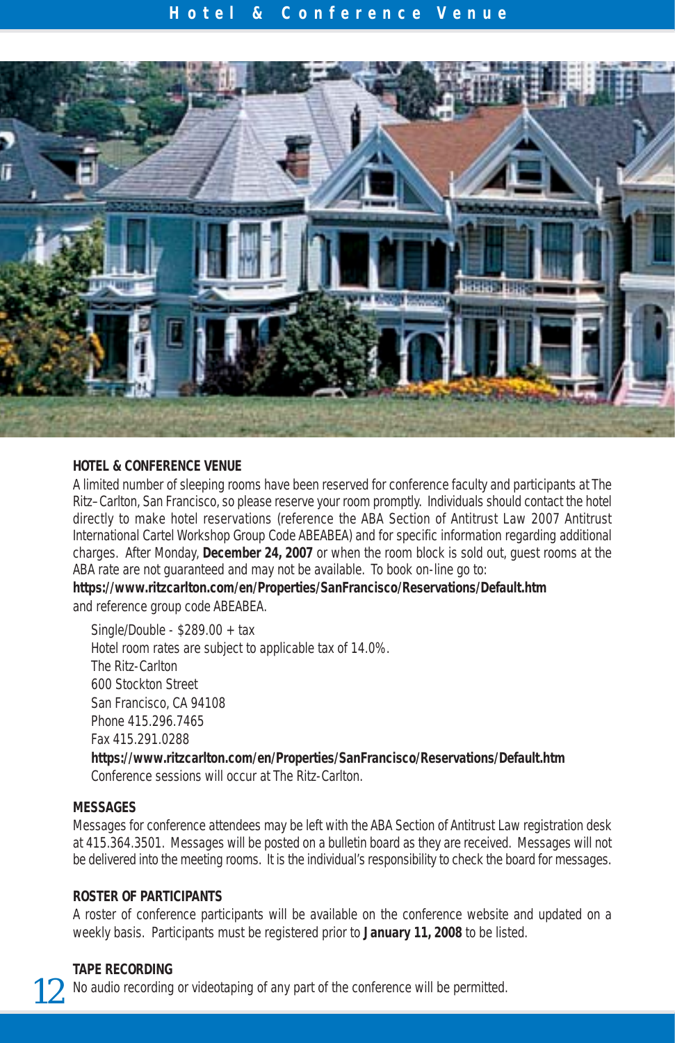## HOTEL & CONFERENCE VENUE

A limited number of sleeping rooms have been reserved for conference faculty and participants at The Ritz–Carlton, San Francisco, so please reserve your room promptly. Individuals should contact the hotel directly to make hotel reservations (reference the ABA Section of Antitrust Law 2007 Antitrust International Cartel Workshop Group Code ABEABEA) and for specific information regarding additional charges. After Monday, **December 24, 2007** or when the room block is sold out, guest rooms at the ABA rate are not guaranteed and may not be available. To book on-line go to:
**https://www.ritzcarlton.com/en/Properties/SanFrancisco/Reservations/Default.htm**
and reference group code ABEABEA.

Single/Double - $289.00 + tax
Hotel room rates are subject to applicable tax of 14.0%.
The Ritz-Carlton
600 Stockton Street
San Francisco, CA 94108
Phone 415.296.7465
Fax 415.291.0288
**https://www.ritzcarlton.com/en/Properties/SanFrancisco/Reservations/Default.htm**
Conference sessions will occur at The Ritz-Carlton.

## MESSAGES

Messages for conference attendees may be left with the ABA Section of Antitrust Law registration desk at 415.364.3501. Messages will be posted on a bulletin board as they are received. Messages will not be delivered into the meeting rooms. It is the individual's responsibility to check the board for messages.

## ROSTER OF PARTICIPANTS

A roster of conference participants will be available on the conference website and updated on a weekly basis. Participants must be registered prior to **January 11, 2008** to be listed.

## TAPE RECORDING

No audio recording or videotaping of any part of the conference will be permitted.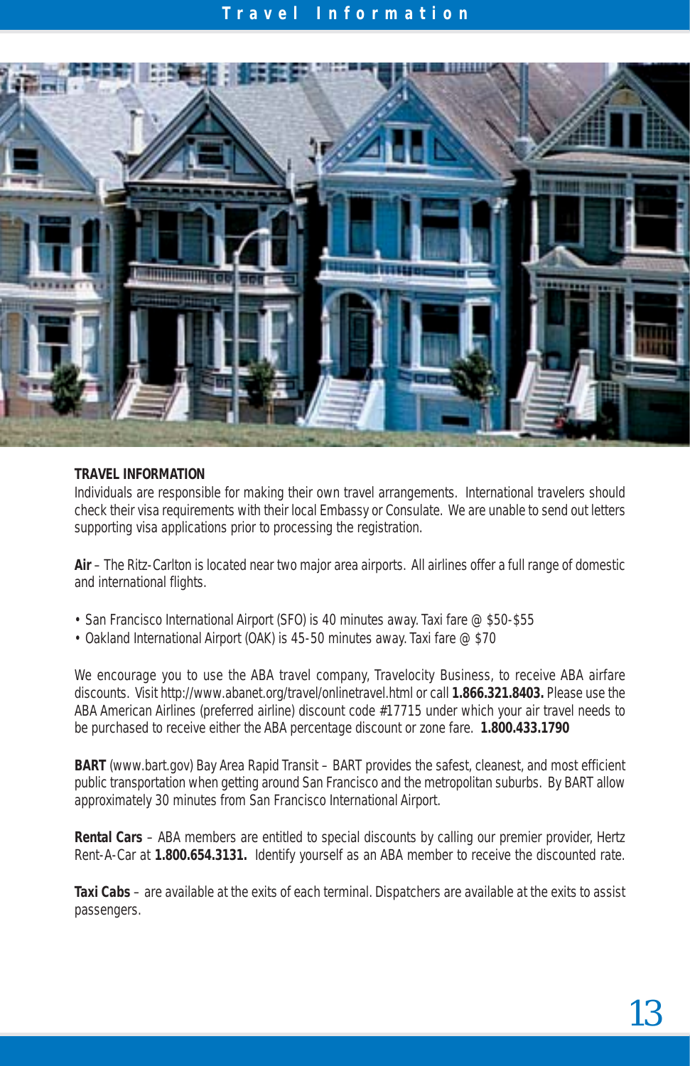## TRAVEL INFORMATION

Individuals are responsible for making their own travel arrangements. International travelers should check their visa requirements with their local Embassy or Consulate. We are unable to send out letters supporting visa applications prior to processing the registration.

**Air** – The Ritz-Carlton is located near two major area airports. All airlines offer a full range of domestic and international flights.

- San Francisco International Airport (SFO) is 40 minutes away. Taxi fare @ $50-$55
- Oakland International Airport (OAK) is 45-50 minutes away. Taxi fare @ $70

We encourage you to use the ABA travel company, Travelocity Business, to receive ABA airfare discounts. Visit http://www.abanet.org/travel/onlinetravel.html or call **1.866.321.8403.** Please use the ABA American Airlines (preferred airline) discount code #17715 under which your air travel needs to be purchased to receive either the ABA percentage discount or zone fare. **1.800.433.1790**

**BART** (www.bart.gov) Bay Area Rapid Transit – BART provides the safest, cleanest, and most efficient public transportation when getting around San Francisco and the metropolitan suburbs. By BART allow approximately 30 minutes from San Francisco International Airport.

**Rental Cars** – ABA members are entitled to special discounts by calling our premier provider, Hertz Rent-A-Car at **1.800.654.3131.** Identify yourself as an ABA member to receive the discounted rate.

**Taxi Cabs** – are available at the exits of each terminal. Dispatchers are available at the exits to assist passengers.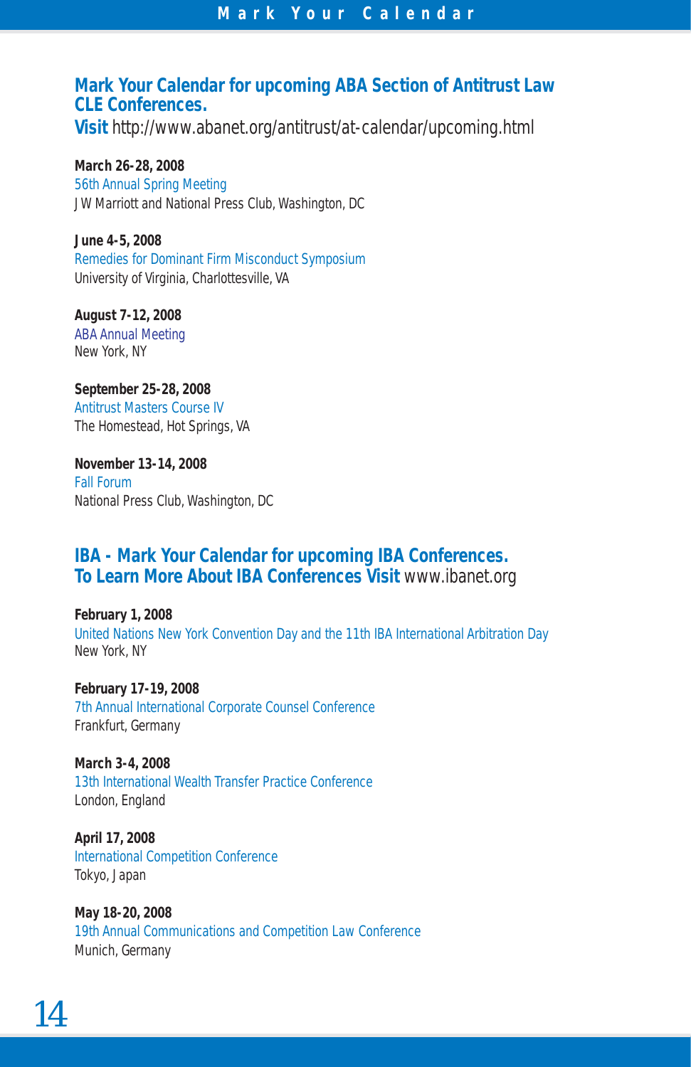## Mark Your Calendar for upcoming ABA Section of Antitrust Law CLE Conferences.

**Visit** http://www.abanet.org/antitrust/at-calendar/upcoming.html

**March 26-28, 2008**
56th Annual Spring Meeting
JW Marriott and National Press Club, Washington, DC

**June 4-5, 2008**
Remedies for Dominant Firm Misconduct Symposium
University of Virginia, Charlottesville, VA

**August 7-12, 2008**
ABA Annual Meeting
New York, NY

**September 25-28, 2008**
Antitrust Masters Course IV
The Homestead, Hot Springs, VA

**November 13-14, 2008**
Fall Forum
National Press Club, Washington, DC

## IBA - Mark Your Calendar for upcoming IBA Conferences. To Learn More About IBA Conferences Visit www.ibanet.org

**February 1, 2008**
United Nations New York Convention Day and the 11th IBA International Arbitration Day
New York, NY

**February 17-19, 2008**
7th Annual International Corporate Counsel Conference
Frankfurt, Germany

**March 3-4, 2008**
13th International Wealth Transfer Practice Conference
London, England

**April 17, 2008**
International Competition Conference
Tokyo, Japan

**May 18-20, 2008**
19th Annual Communications and Competition Law Conference
Munich, Germany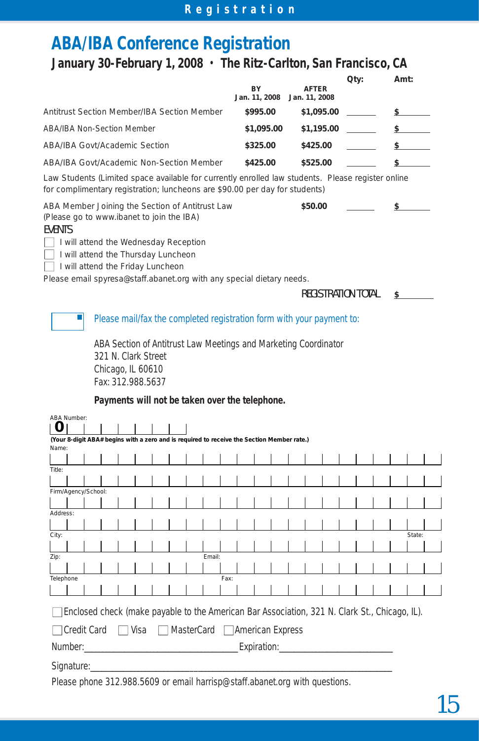# ABA/IBA Conference Registration

## January 30-February 1, 2008 • The Ritz-Carlton, San Francisco, CA

| | BY Jan. 11, 2008 | AFTER Jan. 11, 2008 | Qty: | Amt: |
|---|---|---|---|---|
| Antitrust Section Member/IBA Section Member | **$995.00** | **$1,095.00** | ______ | $ ______ |
| ABA/IBA Non-Section Member | **$1,095.00** | **$1,195.00** | ______ | $ ______ |
| ABA/IBA Govt/Academic Section | **$325.00** | **$425.00** | ______ | $ ______ |
| ABA/IBA Govt/Academic Non-Section Member | **$425.00** | **$525.00** | ______ | $ ______ |

Law Students (Limited space available for currently enrolled law students. Please register online for complimentary registration; luncheons are $90.00 per day for students)

| | | | Qty: | Amt: |
|---|---|---|---|---|
| ABA Member Joining the Section of Antitrust Law (Please go to www.ibanet to join the IBA) | | **$50.00** | ______ | $ ______ |

EVENTS

- ☐ I will attend the Wednesday Reception
- ☐ I will attend the Thursday Luncheon
- ☐ I will attend the Friday Luncheon

Please email spyresa@staff.abanet.org with any special dietary needs.

REGISTRATION TOTAL $ ______

Please mail/fax the completed registration form with your payment to:

ABA Section of Antitrust Law Meetings and Marketing Coordinator
321 N. Clark Street
Chicago, IL 60610
Fax: 312.988.5637

**Payments will not be taken over the telephone.**

ABA Number: 0

**(Your 8-digit ABA# begins with a zero and is required to receive the Section Member rate.)**

Name:

Title:

Firm/Agency/School:

Address:

City: State:

Zip: Email:

Telephone Fax:

☐ Enclosed check (make payable to the American Bar Association, 321 N. Clark St., Chicago, IL).

☐ Credit Card ☐ Visa ☐ MasterCard ☐ American Express

Number:______________________________ Expiration:______________________

Signature:____________________________________________________________

Please phone 312.988.5609 or email harrisp@staff.abanet.org with questions.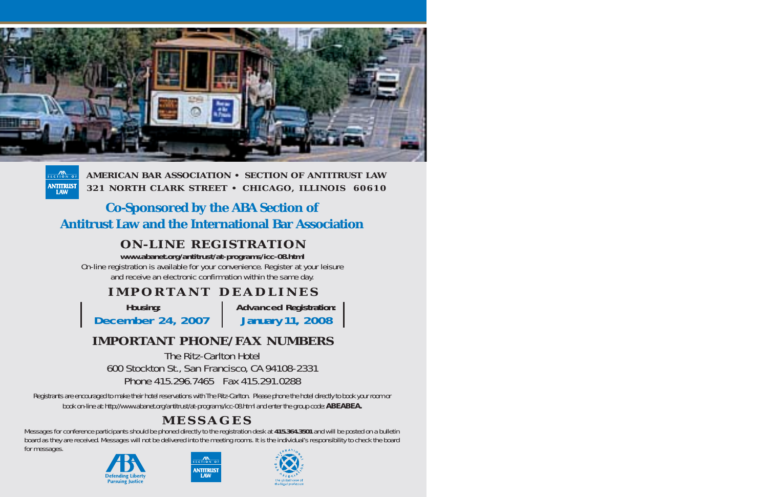**AMERICAN BAR ASSOCIATION • SECTION OF ANTITRUST LAW**
**321 NORTH CLARK STREET • CHICAGO, ILLINOIS 60610**

## Co-Sponsored by the ABA Section of Antitrust Law and the International Bar Association

## ON-LINE REGISTRATION

**www.abanet.org/antitrust/at-programs/icc-08.html**

On-line registration is available for your convenience. Register at your leisure and receive an electronic confirmation within the same day.

## IMPORTANT DEADLINES

| Housing: | Advanced Registration: |
|---|---|
| **December 24, 2007** | **January 11, 2008** |

## IMPORTANT PHONE/FAX NUMBERS

The Ritz-Carlton Hotel
600 Stockton St., San Francisco, CA 94108-2331
Phone 415.296.7465 Fax 415.291.0288

Registrants are encouraged to make their hotel reservations with The Ritz-Carlton. Please phone the hotel directly to book your room or book on-line at: http://www.abanet.org/antitrust/at-programs/icc-08.html and enter the group code: **ABEABEA.**

## MESSAGES

Messages for conference participants should be phoned directly to the registration desk at **415.364.3501** and will be posted on a bulletin board as they are received. Messages will not be delivered into the meeting rooms. It is the individual's responsibility to check the board for messages.

Defending Liberty
Pursuing Justice

SECTION OF ANTITRUST LAW

INTERNATIONAL BAR ASSOCIATION
the global voice of the legal profession